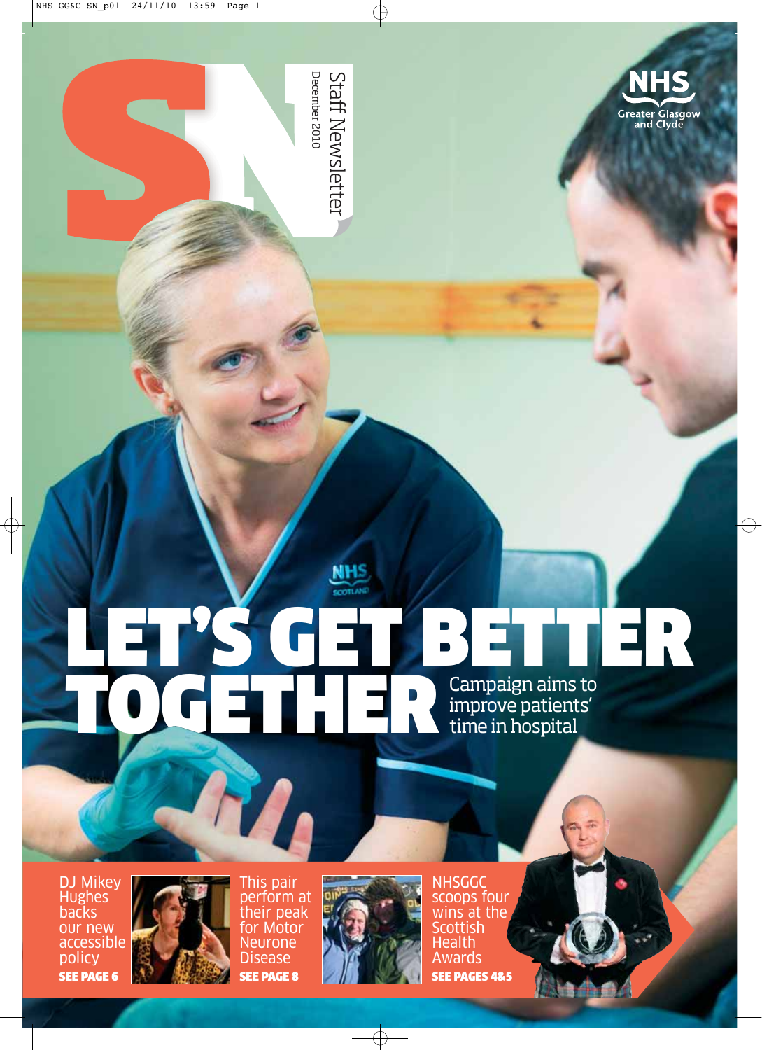# SN

Staff Newsletter
December 2010

NHS Greater Glasgow and Clyde

# LET'S GET BETTER TOGETHER

Campaign aims to improve patients' time in hospital

DJ Mikey Hughes backs our new accessible policy
**SEE PAGE 6**

This pair perform at their peak for Motor Neurone Disease
**SEE PAGE 8**

NHSGGC scoops four wins at the Scottish Health Awards
**SEE PAGES 4&5**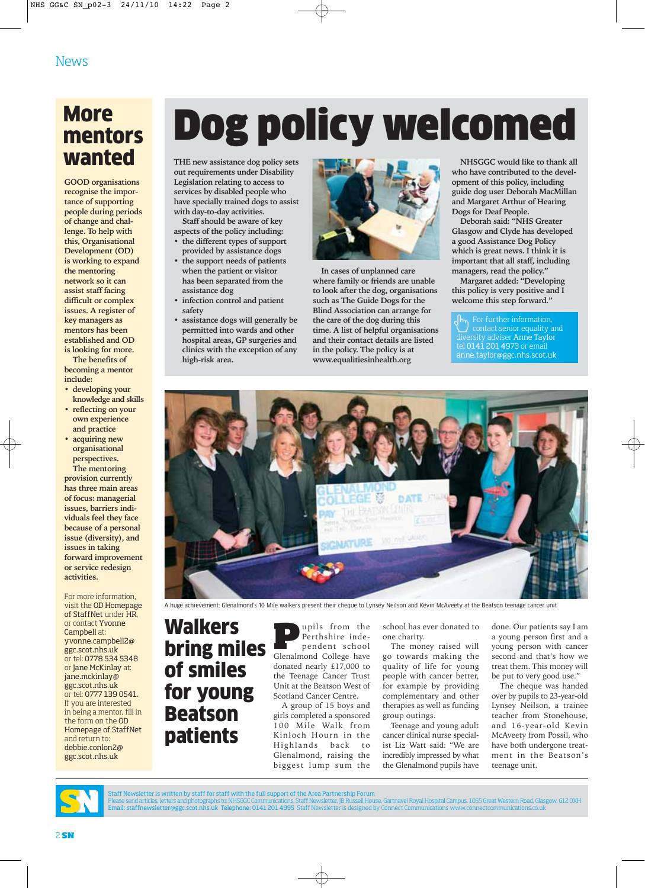News

# Dog policy welcomed

THE new assistance dog policy sets out requirements under Disability Legislation relating to access to services by disabled people who have specially trained dogs to assist with day-to-day activities.

Staff should be aware of key aspects of the policy including:

- the different types of support provided by assistance dogs
- the support needs of patients when the patient or visitor has been separated from the assistance dog
- infection control and patient safety
- assistance dogs will generally be permitted into wards and other hospital areas, GP surgeries and clinics with the exception of any high-risk area.

In cases of unplanned care where family or friends are unable to look after the dog, organisations such as The Guide Dogs for the Blind Association can arrange for the care of the dog during this time. A list of helpful organisations and their contact details are listed in the policy. The policy is at www.equalitiesinhealth.org

NHSGGC would like to thank all who have contributed to the development of this policy, including guide dog user Deborah MacMillan and Margaret Arthur of Hearing Dogs for Deaf People.

Deborah said: "NHS Greater Glasgow and Clyde has developed a good Assistance Dog Policy which is great news. I think it is important that all staff, including managers, read the policy."

Margaret added: "Developing this policy is very positive and I welcome this step forward."

For further information, contact senior equality and diversity adviser Anne Taylor tel 0141 201 4973 or email anne.taylor@ggc.nhs.scot.uk

# More mentors wanted

GOOD organisations recognise the importance of supporting people during periods of change and challenge. To help with this, Organisational Development (OD) is working to expand the mentoring network so it can assist staff facing difficult or complex issues. A register of key managers as mentors has been established and OD is looking for more.

The benefits of becoming a mentor include:

- developing your knowledge and skills
- reflecting on your own experience and practice
- acquiring new organisational perspectives.

The mentoring provision currently has three main areas of focus: managerial issues, barriers individuals feel they face because of a personal issue (diversity), and issues in taking forward improvement or service redesign activities.

For more information, visit the OD Homepage of StaffNet under HR, or contact Yvonne Campbell at: yvonne.campbell2@ggc.scot.nhs.uk or tel: 0778 534 5348 or Jane McKinlay at: jane.mckinlay@ggc.scot.nhs.uk or tel: 0777 139 0541. If you are interested in being a mentor, fill in the form on the OD Homepage of StaffNet and return to: debbie.conlon2@ggc.scot.nhs.uk

A huge achievement: Glenalmond's 10 Mile walkers present their cheque to Lynsey Neilson and Kevin McAveety at the Beatson teenage cancer unit

# Walkers bring miles of smiles for young Beatson patients

Pupils from the Perthshire independent school Glenalmond College have donated nearly £17,000 to the Teenage Cancer Trust Unit at the Beatson West of Scotland Cancer Centre.

A group of 15 boys and girls completed a sponsored 100 Mile Walk from Kinloch Hourn in the Highlands back to Glenalmond, raising the biggest lump sum the school has ever donated to one charity.

The money raised will go towards making the quality of life for young people with cancer better, for example by providing complementary and other therapies as well as funding group outings.

Teenage and young adult cancer clinical nurse specialist Liz Watt said: "We are incredibly impressed by what the Glenalmond pupils have done. Our patients say I am a young person first and a young person with cancer second and that's how we treat them. This money will be put to very good use."

The cheque was handed over by pupils to 23-year-old Lynsey Neilson, a trainee teacher from Stonehouse, and 16-year-old Kevin McAveety from Possil, who have both undergone treatment in the Beatson's teenage unit.

Staff Newsletter is written by staff for staff with the full support of the Area Partnership Forum
Please send articles, letters and photographs to: NHSGGC Communications, Staff Newsletter, JB Russell House, Gartnavel Royal Hospital Campus, 1055 Great Western Road, Glasgow, G12 0XH
Email: staffnewsletter@ggc.scot.nhs.uk Telephone: 0141 201 4995 Staff Newsletter is designed by Connect Communications www.connectcommunications.co.uk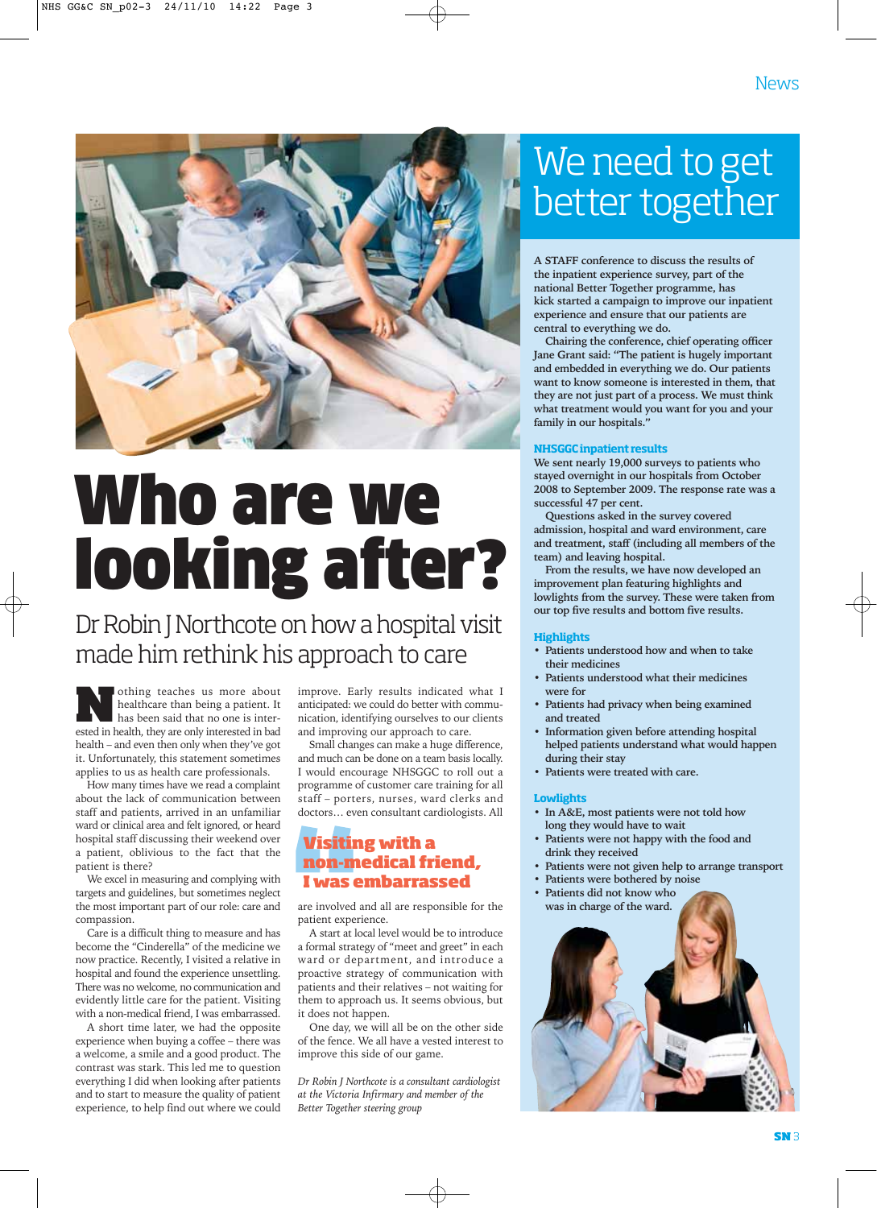# Who are we looking after?

## Dr Robin J Northcote on how a hospital visit made him rethink his approach to care

Nothing teaches us more about healthcare than being a patient. It has been said that no one is interested in health, they are only interested in bad health – and even then only when they've got it. Unfortunately, this statement sometimes applies to us as health care professionals.

How many times have we read a complaint about the lack of communication between staff and patients, arrived in an unfamiliar ward or clinical area and felt ignored, or heard hospital staff discussing their weekend over a patient, oblivious to the fact that the patient is there?

We excel in measuring and complying with targets and guidelines, but sometimes neglect the most important part of our role: care and compassion.

Care is a difficult thing to measure and has become the "Cinderella" of the medicine we now practice. Recently, I visited a relative in hospital and found the experience unsettling. There was no welcome, no communication and evidently little care for the patient. Visiting with a non-medical friend, I was embarrassed.

A short time later, we had the opposite experience when buying a coffee – there was a welcome, a smile and a good product. The contrast was stark. This led me to question everything I did when looking after patients and to start to measure the quality of patient experience, to help find out where we could improve. Early results indicated what I anticipated: we could do better with communication, identifying ourselves to our clients and improving our approach to care.

Small changes can make a huge difference, and much can be done on a team basis locally. I would encourage NHSGGC to roll out a programme of customer care training for all staff – porters, nurses, ward clerks and doctors… even consultant cardiologists. All are involved and all are responsible for the patient experience.

> **Visiting with a non-medical friend, I was embarrassed**

A start at local level would be to introduce a formal strategy of "meet and greet" in each ward or department, and introduce a proactive strategy of communication with patients and their relatives – not waiting for them to approach us. It seems obvious, but it does not happen.

One day, we will all be on the other side of the fence. We all have a vested interest to improve this side of our game.

*Dr Robin J Northcote is a consultant cardiologist at the Victoria Infirmary and member of the Better Together steering group*

# We need to get better together

**A STAFF conference to discuss the results of the inpatient experience survey, part of the national Better Together programme, has kick started a campaign to improve our inpatient experience and ensure that our patients are central to everything we do.**

**Chairing the conference, chief operating officer Jane Grant said: "The patient is hugely important and embedded in everything we do. Our patients want to know someone is interested in them, that they are not just part of a process. We must think what treatment would you want for you and your family in our hospitals."**

### NHSGGC inpatient results

**We sent nearly 19,000 surveys to patients who stayed overnight in our hospitals from October 2008 to September 2009. The response rate was a successful 47 per cent.**

**Questions asked in the survey covered admission, hospital and ward environment, care and treatment, staff (including all members of the team) and leaving hospital.**

**From the results, we have now developed an improvement plan featuring highlights and lowlights from the survey. These were taken from our top five results and bottom five results.**

### Highlights

- **Patients understood how and when to take their medicines**
- **Patients understood what their medicines were for**
- **Patients had privacy when being examined and treated**
- **Information given before attending hospital helped patients understand what would happen during their stay**
- **Patients were treated with care.**

### Lowlights

- **In A&E, most patients were not told how long they would have to wait**
- **Patients were not happy with the food and drink they received**
- **Patients were not given help to arrange transport**
- **Patients were bothered by noise**
- **Patients did not know who was in charge of the ward.**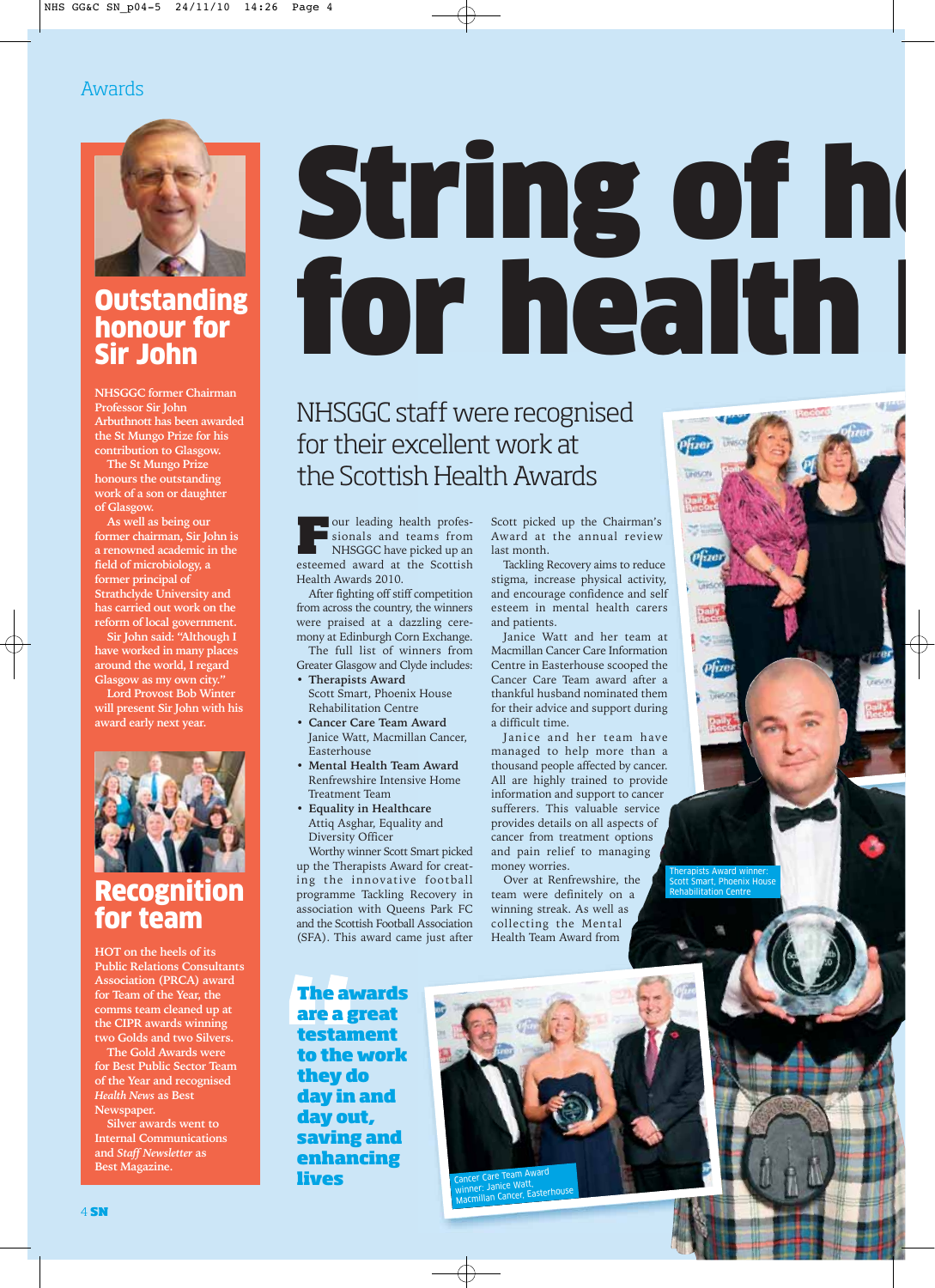Awards

# String of h… for health …

NHSGGC staff were recognised for their excellent work at the Scottish Health Awards

Four leading health professionals and teams from NHSGGC have picked up an esteemed award at the Scottish Health Awards 2010.

After fighting off stiff competition from across the country, the winners were praised at a dazzling ceremony at Edinburgh Corn Exchange.

The full list of winners from Greater Glasgow and Clyde includes:

- **Therapists Award**
  Scott Smart, Phoenix House Rehabilitation Centre
- **Cancer Care Team Award**
  Janice Watt, Macmillan Cancer, Easterhouse
- **Mental Health Team Award**
  Renfrewshire Intensive Home Treatment Team
- **Equality in Healthcare**
  Attiq Asghar, Equality and Diversity Officer

Worthy winner Scott Smart picked up the Therapists Award for creating the innovative football programme Tackling Recovery in association with Queens Park FC and the Scottish Football Association (SFA). This award came just after Scott picked up the Chairman's Award at the annual review last month.

Tackling Recovery aims to reduce stigma, increase physical activity, and encourage confidence and self esteem in mental health carers and patients.

Janice Watt and her team at Macmillan Cancer Care Information Centre in Easterhouse scooped the Cancer Care Team award after a thankful husband nominated them for their advice and support during a difficult time.

Janice and her team have managed to help more than a thousand people affected by cancer. All are highly trained to provide information and support to cancer sufferers. This valuable service provides details on all aspects of cancer from treatment options and pain relief to managing money worries.

Over at Renfrewshire, the team were definitely on a winning streak. As well as collecting the Mental Health Team Award from

**"The awards are a great testament to the work they do day in and day out, saving and enhancing lives"**

Cancer Care Team Award winner: Janice Watt, Macmillan Cancer, Easterhouse

Therapists Award winner: Scott Smart, Phoenix House Rehabilitation Centre

## Outstanding honour for Sir John

NHSGGC former Chairman Professor Sir John Arbuthnott has been awarded the St Mungo Prize for his contribution to Glasgow.

The St Mungo Prize honours the outstanding work of a son or daughter of Glasgow.

As well as being our former chairman, Sir John is a renowned academic in the field of microbiology, a former principal of Strathclyde University and has carried out work on the reform of local government.

Sir John said: "Although I have worked in many places around the world, I regard Glasgow as my own city."

Lord Provost Bob Winter will present Sir John with his award early next year.

## Recognition for team

HOT on the heels of its Public Relations Consultants Association (PRCA) award for Team of the Year, the comms team cleaned up at the CIPR awards winning two Golds and two Silvers.

The Gold Awards were for Best Public Sector Team of the Year and recognised *Health News* as Best Newspaper.

Silver awards went to Internal Communications and *Staff Newsletter* as Best Magazine.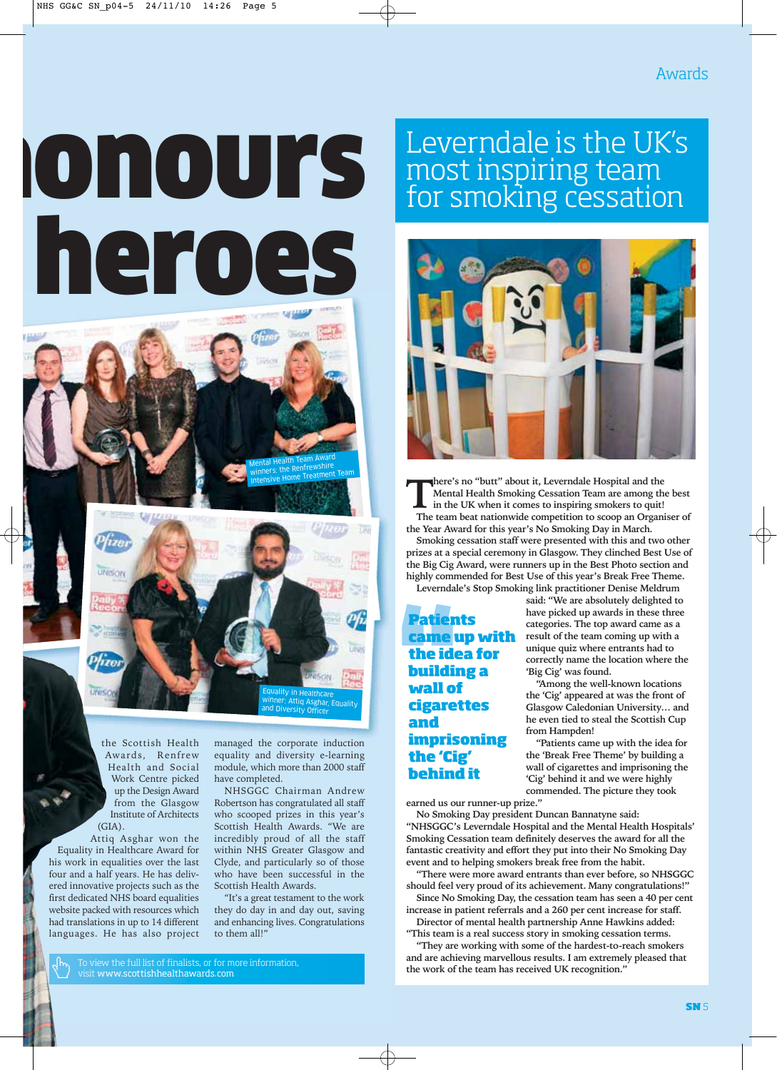Awards

# onours heroes

Mental Health Team Award winners: the Renfrewshire Intensive Home Treatment Team

Equality in Healthcare winner: Attiq Asghar, Equality and Diversity Officer

the Scottish Health Awards, Renfrew Health and Social Work Centre picked up the Design Award from the Glasgow Institute of Architects (GIA).

Attiq Asghar won the Equality in Healthcare Award for his work in equalities over the last four and a half years. He has delivered innovative projects such as the first dedicated NHS board equalities website packed with resources which had translations in up to 14 different languages. He has also project managed the corporate induction equality and diversity e-learning module, which more than 2000 staff have completed.

NHSGGC Chairman Andrew Robertson has congratulated all staff who scooped prizes in this year's Scottish Health Awards. "We are incredibly proud of all the staff within NHS Greater Glasgow and Clyde, and particularly so of those who have been successful in the Scottish Health Awards.

"It's a great testament to the work they do day in and day out, saving and enhancing lives. Congratulations to them all!"

To view the full list of finalists, or for more information, visit www.scottishhealthawards.com

## Leverndale is the UK's most inspiring team for smoking cessation

There's no "butt" about it, Leverndale Hospital and the Mental Health Smoking Cessation Team are among the best in the UK when it comes to inspiring smokers to quit!

The team beat nationwide competition to scoop an Organiser of the Year Award for this year's No Smoking Day in March.

Smoking cessation staff were presented with this and two other prizes at a special ceremony in Glasgow. They clinched Best Use of the Big Cig Award, were runners up in the Best Photo section and highly commended for Best Use of this year's Break Free Theme.

Leverndale's Stop Smoking link practitioner Denise Meldrum said: "We are absolutely delighted to have picked up awards in these three categories. The top award came as a result of the team coming up with a unique quiz where entrants had to correctly name the location where the 'Big Cig' was found.

**Patients came up with the idea for building a wall of cigarettes and imprisoning the 'Cig' behind it**

"Among the well-known locations the 'Cig' appeared at was the front of Glasgow Caledonian University… and he even tied to steal the Scottish Cup from Hampden!

"Patients came up with the idea for the 'Break Free Theme' by building a wall of cigarettes and imprisoning the 'Cig' behind it and we were highly commended. The picture they took earned us our runner-up prize."

No Smoking Day president Duncan Bannatyne said: "NHSGGC's Leverndale Hospital and the Mental Health Hospitals' Smoking Cessation team definitely deserves the award for all the fantastic creativity and effort they put into their No Smoking Day event and to helping smokers break free from the habit.

"There were more award entrants than ever before, so NHSGGC should feel very proud of its achievement. Many congratulations!"

Since No Smoking Day, the cessation team has seen a 40 per cent increase in patient referrals and a 260 per cent increase for staff.

Director of mental health partnership Anne Hawkins added: "This team is a real success story in smoking cessation terms.

"They are working with some of the hardest-to-reach smokers and are achieving marvellous results. I am extremely pleased that the work of the team has received UK recognition."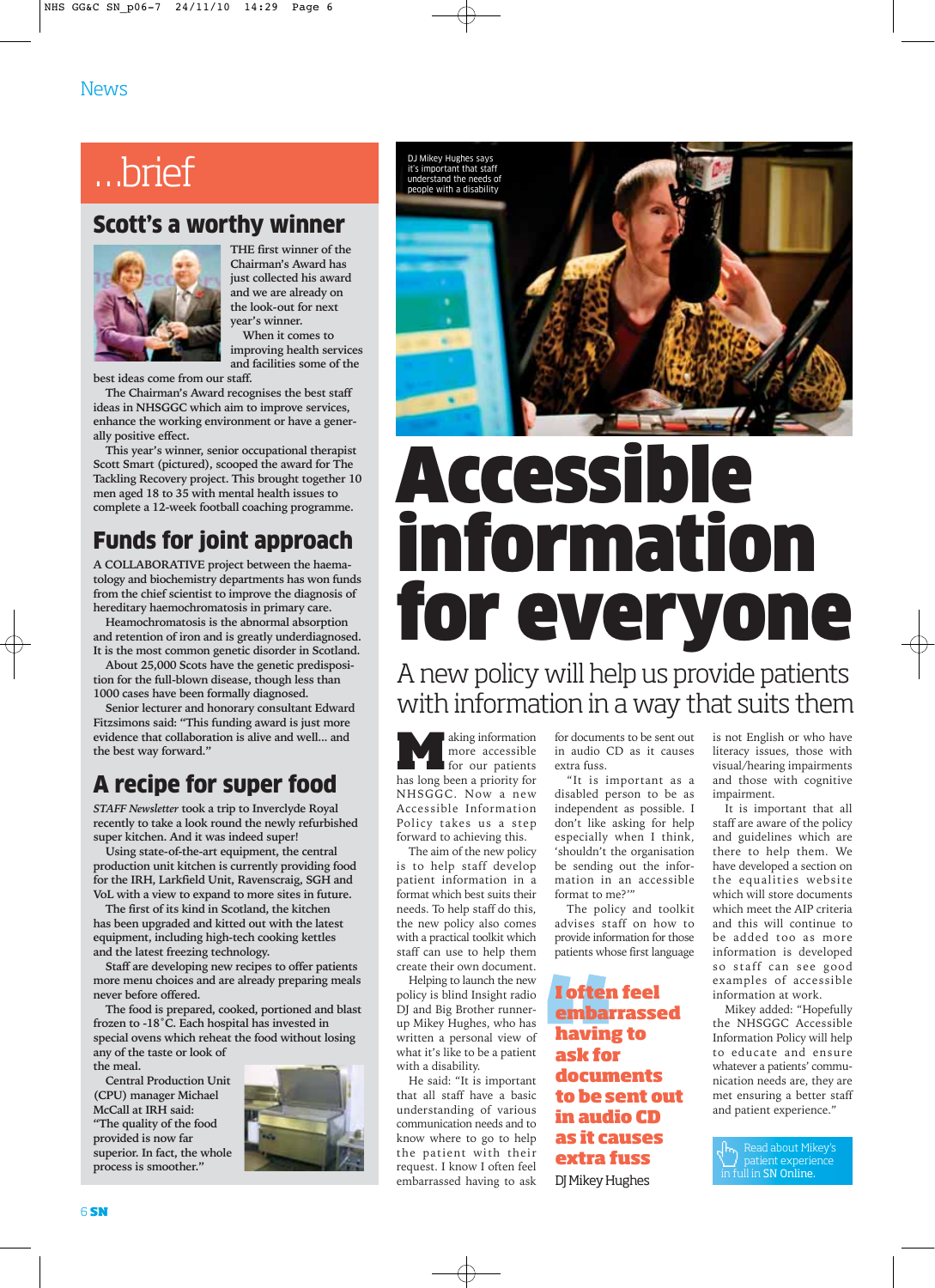News

# ...brief

## Scott's a worthy winner

THE first winner of the Chairman's Award has just collected his award and we are already on the look-out for next year's winner.

When it comes to improving health services and facilities some of the best ideas come from our staff.

The Chairman's Award recognises the best staff ideas in NHSGGC which aim to improve services, enhance the working environment or have a generally positive effect.

This year's winner, senior occupational therapist Scott Smart (pictured), scooped the award for The Tackling Recovery project. This brought together 10 men aged 18 to 35 with mental health issues to complete a 12-week football coaching programme.

## Funds for joint approach

A COLLABORATIVE project between the haematology and biochemistry departments has won funds from the chief scientist to improve the diagnosis of hereditary haemochromatosis in primary care.

Heamochromatosis is the abnormal absorption and retention of iron and is greatly underdiagnosed. It is the most common genetic disorder in Scotland.

About 25,000 Scots have the genetic predisposition for the full-blown disease, though less than 1000 cases have been formally diagnosed.

Senior lecturer and honorary consultant Edward Fitzsimons said: "This funding award is just more evidence that collaboration is alive and well... and the best way forward."

## A recipe for super food

*STAFF Newsletter* took a trip to Inverclyde Royal recently to take a look round the newly refurbished super kitchen. And it was indeed super!

Using state-of-the-art equipment, the central production unit kitchen is currently providing food for the IRH, Larkfield Unit, Ravenscraig, SGH and VoL with a view to expand to more sites in future.

The first of its kind in Scotland, the kitchen has been upgraded and kitted out with the latest equipment, including high-tech cooking kettles and the latest freezing technology.

Staff are developing new recipes to offer patients more menu choices and are already preparing meals never before offered.

The food is prepared, cooked, portioned and blast frozen to -18˚C. Each hospital has invested in special ovens which reheat the food without losing any of the taste or look of the meal.

Central Production Unit (CPU) manager Michael McCall at IRH said: "The quality of the food provided is now far superior. In fact, the whole process is smoother."

DJ Mikey Hughes says it's important that staff understand the needs of people with a disability

# Accessible information for everyone

### A new policy will help us provide patients with information in a way that suits them

Making information more accessible for our patients has long been a priority for NHSGGC. Now a new NHSGGC Accessible Information Policy takes us a step forward to achieving this.

The aim of the new policy is to help staff develop patient information in a format which best suits their needs. To help staff do this, the new policy also comes with a practical toolkit which staff can use to help them create their own documentation.

Helping to launch the new policy is blind Insight radio DJ and Big Brother runner-up Mikey Hughes, who has written a personal view of what it's like to be a patient with a disability.

He said: "It is important that all staff have a basic understanding of various communication needs and to know where to go to help the patient with their request. I know I often feel embarrassed having to ask for documents to be sent out in audio CD as it causes extra fuss.

"It is important as a disabled person to be as independent as possible. I don't like asking for help especially when I think, 'shouldn't the organisation be sending out the information in an accessible format to me?'"

The policy and toolkit advises staff on how to provide information for those patients whose first language is not English or who have literacy issues, those with visual/hearing impairments and those with cognitive impairment.

It is important that all staff are aware of the policy and guidelines which are there to help them. We have developed a section on the equalities website which will store documents which meet the AIP criteria and this will continue to be added too as more information is developed so staff can see good examples of accessible information at work.

Mikey added: "Hopefully the NHSGGC Accessible Information Policy will help to educate and ensure whatever a patients' communication needs are, they are met ensuring a better staff and patient experience."

> **I often feel embarrassed having to ask for documents to be sent out in audio CD as it causes extra fuss**
>
> DJ Mikey Hughes

Read about Mikey's patient experience in full in SN Online.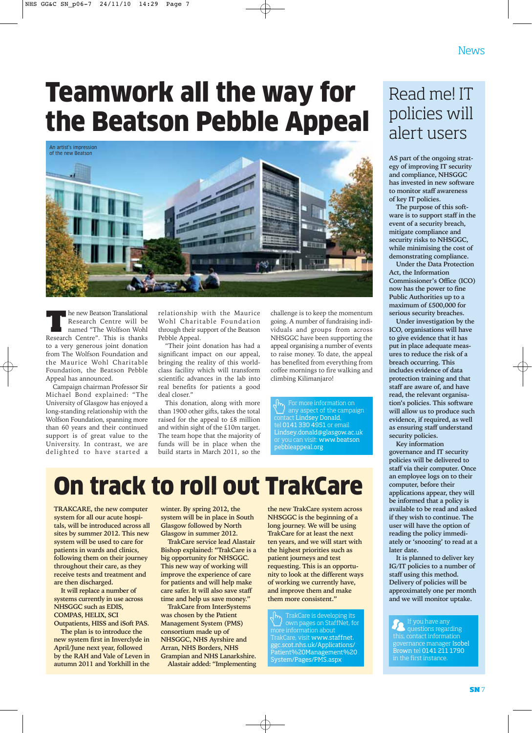# Teamwork all the way for the Beatson Pebble Appeal

An artist's impression of the new Beatson

The new Beatson Translational Research Centre will be named "The Wolfson Wohl Research Centre". This is thanks to a very generous joint donation from The Wolfson Foundation and the Maurice Wohl Charitable Foundation, the Beatson Pebble Appeal has announced.

Campaign chairman Professor Sir Michael Bond explained: "The University of Glasgow has enjoyed a long-standing relationship with the Wolfson Foundation, spanning more than 60 years and their continued support is of great value to the University. In contrast, we are delighted to have started a relationship with the Maurice Wohl Charitable Foundation through their support of the Beatson Pebble Appeal.

"Their joint donation has had a significant impact on our appeal, bringing the reality of this world-class facility which will transform scientific advances in the lab into real benefits for patients a good deal closer."

This donation, along with more than 1900 other gifts, takes the total raised for the appeal to £8 million and within sight of the £10m target. The team hope that the majority of funds will be in place when the build starts in March 2011, so the challenge is to keep the momentum going. A number of fundraising individuals and groups from across NHSGGC have been supporting the appeal organising a number of events to raise money. To date, the appeal has benefited from everything from coffee mornings to fire walking and climbing Kilimanjaro!

For more information on any aspect of the campaign contact Lindsey Donald, tel 0141 330 4951 or email Lindsey.donald@glasgow.ac.uk or you can visit: www.beatsonpebbleappeal.org

# On track to roll out TrakCare

TRAKCARE, the new computer system for all our acute hospitals, will be introduced across all sites by summer 2012. This new system will be used to care for patients in wards and clinics, following them on their journey throughout their care, as they receive tests and treatment and are then discharged.

It will replace a number of systems currently in use across NHSGGC such as EDIS, COMPAS, HELIX, SCI Outpatients, HISS and iSoft PAS.

The plan is to introduce the new system first in Inverclyde in April/June next year, followed by the RAH and Vale of Leven in autumn 2011 and Yorkhill in the winter. By spring 2012, the system will be in place in South Glasgow followed by North Glasgow in summer 2012.

TrakCare service lead Alastair Bishop explained: "TrakCare is a big opportunity for NHSGGC. This new way of working will improve the experience of care for patients and will help make care safer. It will also save staff time and help us save money."

TrakCare from InterSystems was chosen by the Patient Management System (PMS) consortium made up of NHSGGC, NHS Ayrshire and Arran, NHS Borders, NHS Grampian and NHS Lanarkshire.

Alastair added: "Implementing the new TrakCare system across NHSGGC is the beginning of a long journey. We will be using TrakCare for at least the next ten years, and we will start with the highest priorities such as patient journeys and test requesting. This is an opportunity for us to look at the different ways of working we currently have, and improve them and make them more consistent."

TrakCare is developing its own pages on StaffNet, for more information about TrakCare, visit www.staffnet.ggc.scot.nhs.uk/Applications/Patient%20Management%20System/Pages/PMS.aspx

# Read me! IT policies will alert users

AS part of the ongoing strategy of improving IT security and compliance, NHSGGC has invested in new software to monitor staff awareness of key IT policies.

The purpose of this software is to support staff in the event of a security breach, mitigate compliance and security risks to NHSGGC, while minimising the cost of demonstrating compliance.

Under the Data Protection Act, the Information Commissioner's Office (ICO) now has the power to fine Public Authorities up to a maximum of £500,000 for serious security breaches.

Under investigation by the ICO, organisations will have to give evidence that it has put in place adequate measures to reduce the risk of a breach occurring. This includes evidence of data protection training and that staff are aware of, and have read, the relevant organisation's policies. This software will allow us to produce such evidence, if required, as well as ensuring staff understand security policies.

Key information governance and IT security policies will be delivered to staff via their computer. Once an employee logs on to their computer, before their applications appear, they will be informed that a policy is available to be read and asked if they wish to continue. The user will have the option of reading the policy immediately or 'snoozing' to read at a later date.

It is planned to deliver key IG/IT policies to a number of staff using this method. Delivery of policies will be approximately one per month and we will monitor uptake.

If you have any questions regarding this, contact information governance manager Isobel Brown tel 0141 211 1790 in the first instance.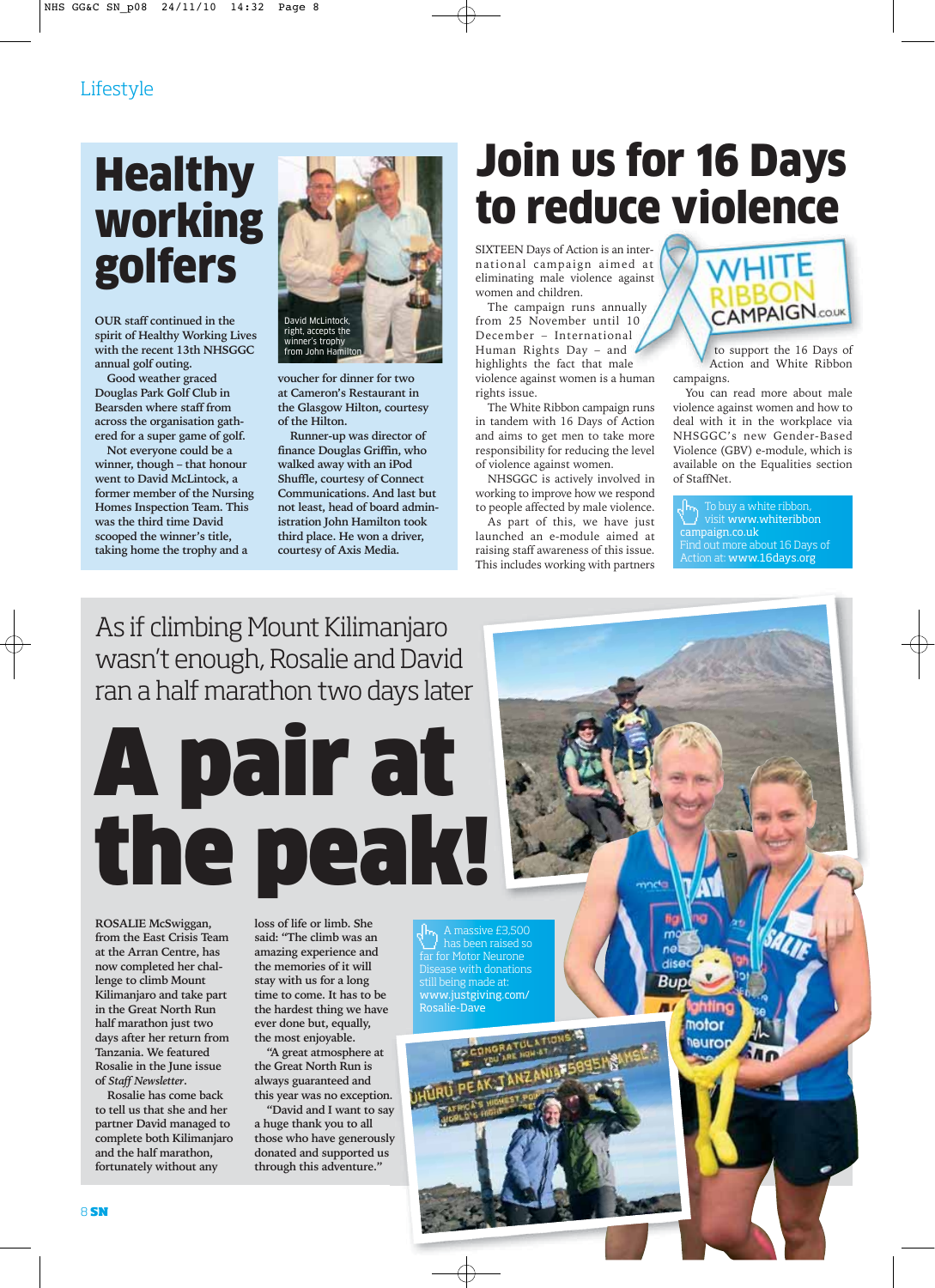Lifestyle

# Healthy working golfers

David McLintock, right, accepts the winner's trophy from John Hamilton

OUR staff continued in the spirit of Healthy Working Lives with the recent 13th NHSGGC annual golf outing.

Good weather graced Douglas Park Golf Club in Bearsden where staff from across the organisation gathered for a super game of golf.

Not everyone could be a winner, though – that honour went to David McLintock, a former member of the Nursing Homes Inspection Team. This was the third time David scooped the winner's title, taking home the trophy and a voucher for dinner for two at Cameron's Restaurant in the Glasgow Hilton, courtesy of the Hilton.

Runner-up was director of finance Douglas Griffin, who walked away with an iPod Shuffle, courtesy of Connect Communications. And last but not least, head of board administration John Hamilton took third place. He won a driver, courtesy of Axis Media.

# Join us for 16 Days to reduce violence

SIXTEEN Days of Action is an international campaign aimed at eliminating male violence against women and children.

The campaign runs annually from 25 November until 10 December – International Human Rights Day – and highlights the fact that male violence against women is a human rights issue.

The White Ribbon campaign runs in tandem with 16 Days of Action and aims to get men to take more responsibility for reducing the level of violence against women.

NHSGGC is actively involved in working to improve how we respond to people affected by male violence.

As part of this, we have just launched an e-module aimed at raising staff awareness of this issue. This includes working with partners to support the 16 Days of Action and White Ribbon campaigns.

You can read more about male violence against women and how to deal with it in the workplace via NHSGGC's new Gender-Based Violence (GBV) e-module, which is available on the Equalities section of StaffNet.

WHITE RIBBON CAMPAIGN.co.uk

To buy a white ribbon, visit www.whiteribbon campaign.co.uk
Find out more about 16 Days of Action at: www.16days.org

As if climbing Mount Kilimanjaro wasn't enough, Rosalie and David ran a half marathon two days later

# A pair at the peak!

ROSALIE McSwiggan, from the East Crisis Team at the Arran Centre, has now completed her challenge to climb Mount Kilimanjaro and take part in the Great North Run half marathon just two days after her return from Tanzania. We featured Rosalie in the June issue of *Staff Newsletter*.

Rosalie has come back to tell us that she and her partner David managed to complete both Kilimanjaro and the half marathon, fortunately without any loss of life or limb. She said: "The climb was an amazing experience and the memories of it will stay with us for a long time to come. It has to be the hardest thing we have ever done but, equally, the most enjoyable.

"A great atmosphere at the Great North Run is always guaranteed and this year was no exception.

"David and I want to say a huge thank you to all those who have generously donated and supported us through this adventure."

A massive £3,500 has been raised so far for Motor Neurone Disease with donations still being made at: www.justgiving.com/Rosalie-Dave